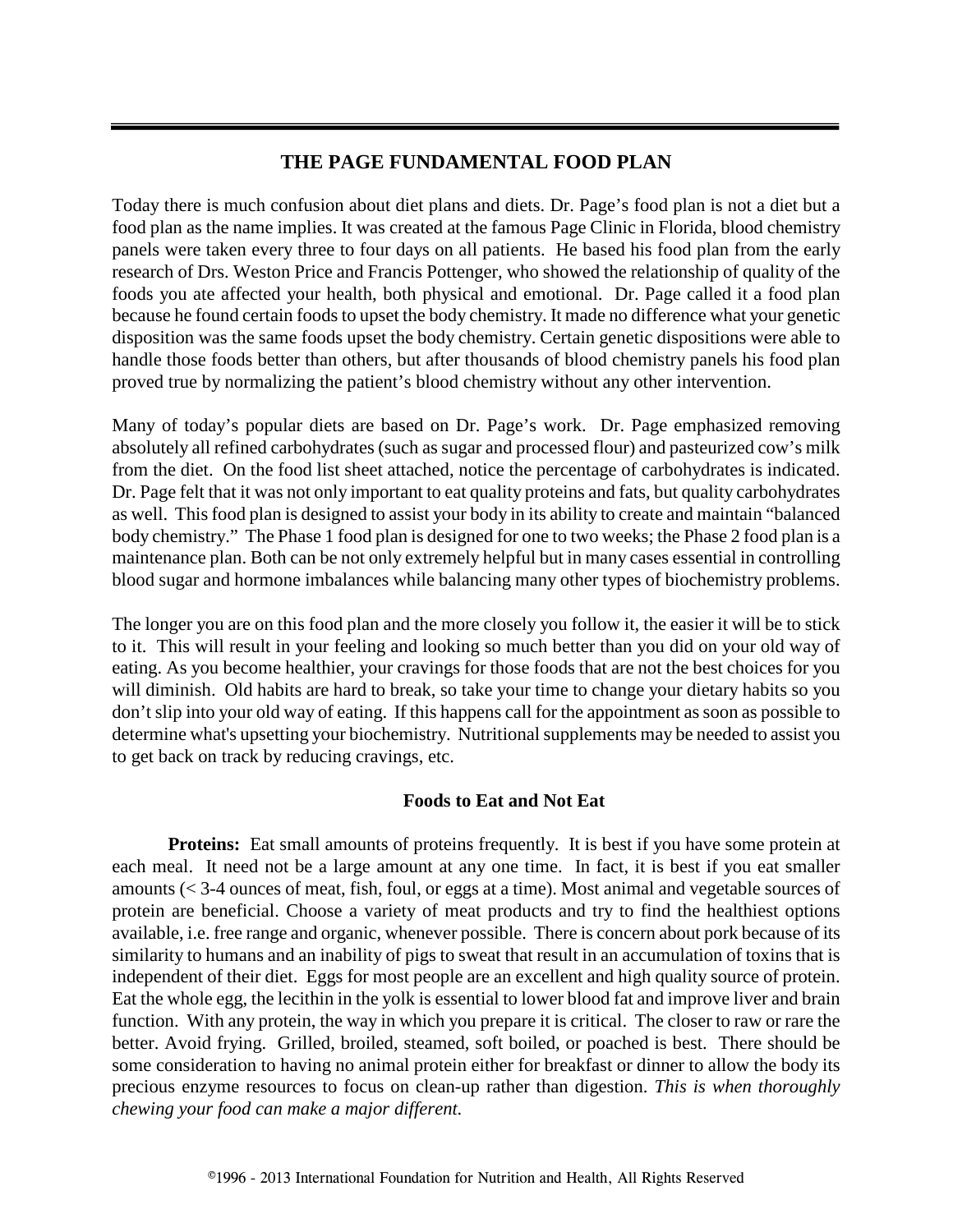# THE PAGE FUNDAMENTAL FOOD PLAN

Today there is much confusion about diet plans and diets. Dr. Page's food plan is not a diet but a food plan as the name implies. It was created at the famous Page Clinic in Florida, blood chemistry panels were taken every three to four days on all patients. He based his food plan from the early research of Drs. Weston Price and Francis Pottenger, who showed the relationship of quality of the foods you ate affected your health, both physical and emotional. Dr. Page called it a food plan because he found certain foods to upset the body chemistry. It made no difference what your genetic disposition was the same foods upset the body chemistry. Certain genetic dispositions were able to handle those foods better than others, but after thousands of blood chemistry panels his food plan proved true by normalizing the patient's blood chemistry without any other intervention.

Many of today's popular diets are based on Dr. Page's work. Dr. Page emphasized removing absolutely all refined carbohydrates (such as sugar and processed flour) and pasteurized cow's milk from the diet. On the food list sheet attached, notice the percentage of carbohydrates is indicated. Dr. Page felt that it was not only important to eat quality proteins and fats, but quality carbohydrates as well. This food plan is designed to assist your body in its ability to create and maintain "balanced body chemistry." The Phase 1 food plan is designed for one to two weeks; the Phase 2 food plan is a maintenance plan. Both can be not only extremely helpful but in many cases essential in controlling blood sugar and hormone imbalances while balancing many other types of biochemistry problems.

The longer you are on this food plan and the more closely you follow it, the easier it will be to stick to it. This will result in your feeling and looking so much better than you did on your old way of eating. As you become healthier, your cravings for those foods that are not the best choices for you will diminish. Old habits are hard to break, so take your time to change your dietary habits so you don't slip into your old way of eating. If this happens call for the appointment as soon as possible to determine what's upsetting your biochemistry. Nutritional supplements may be needed to assist you to get back on track by reducing cravings, etc.

### Foods to Eat and Not Eat

**Proteins:** Eat small amounts of proteins frequently. It is best if you have some protein at each meal. It need not be a large amount at any one time. In fact, it is best if you eat smaller amounts (< 3-4 ounces of meat, fish, foul, or eggs at a time). Most animal and vegetable sources of protein are beneficial. Choose a variety of meat products and try to find the healthiest options available, i.e. free range and organic, whenever possible. There is concern about pork because of its similarity to humans and an inability of pigs to sweat that result in an accumulation of toxins that is independent of their diet. Eggs for most people are an excellent and high quality source of protein. Eat the whole egg, the lecithin in the yolk is essential to lower blood fat and improve liver and brain function. With any protein, the way in which you prepare it is critical. The closer to raw or rare the better. Avoid frying. Grilled, broiled, steamed, soft boiled, or poached is best. There should be some consideration to having no animal protein either for breakfast or dinner to allow the body its precious enzyme resources to focus on clean-up rather than digestion. *This is when thoroughly chewing your food can make a major different.*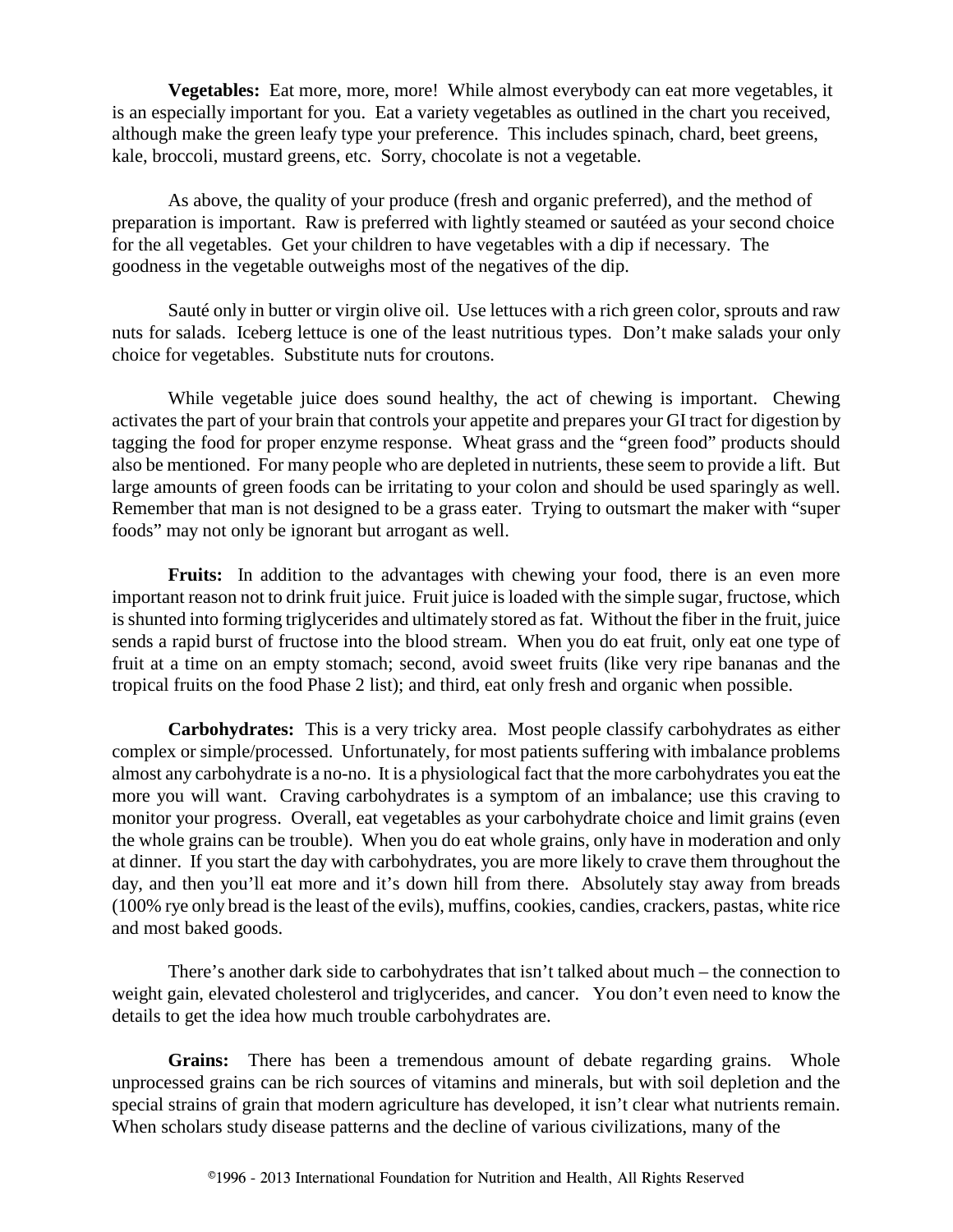**Vegetables:** Eat more, more, more! While almost everybody can eat more vegetables, it is an especially important for you. Eat a variety vegetables as outlined in the chart you received, although make the green leafy type your preference. This includes spinach, chard, beet greens, kale, broccoli, mustard greens, etc. Sorry, chocolate is not a vegetable.

As above, the quality of your produce (fresh and organic preferred), and the method of preparation is important. Raw is preferred with lightly steamed or sautéed as your second choice for the all vegetables. Get your children to have vegetables with a dip if necessary. The goodness in the vegetable outweighs most of the negatives of the dip.

Sauté only in butter or virgin olive oil. Use lettuces with a rich green color, sprouts and raw nuts for salads. Iceberg lettuce is one of the least nutritious types. Don't make salads your only choice for vegetables. Substitute nuts for croutons.

While vegetable juice does sound healthy, the act of chewing is important. Chewing activates the part of your brain that controls your appetite and prepares your GI tract for digestion by tagging the food for proper enzyme response. Wheat grass and the "green food" products should also be mentioned. For many people who are depleted in nutrients, these seem to provide a lift. But large amounts of green foods can be irritating to your colon and should be used sparingly as well. Remember that man is not designed to be a grass eater. Trying to outsmart the maker with "super foods" may not only be ignorant but arrogant as well.

**Fruits:** In addition to the advantages with chewing your food, there is an even more important reason not to drink fruit juice. Fruit juice is loaded with the simple sugar, fructose, which is shunted into forming triglycerides and ultimately stored as fat. Without the fiber in the fruit, juice sends a rapid burst of fructose into the blood stream. When you do eat fruit, only eat one type of fruit at a time on an empty stomach; second, avoid sweet fruits (like very ripe bananas and the tropical fruits on the food Phase 2 list); and third, eat only fresh and organic when possible.

**Carbohydrates:** This is a very tricky area. Most people classify carbohydrates as either complex or simple/processed. Unfortunately, for most patients suffering with imbalance problems almost any carbohydrate is a no-no. It is a physiological fact that the more carbohydrates you eat the more you will want. Craving carbohydrates is a symptom of an imbalance; use this craving to monitor your progress. Overall, eat vegetables as your carbohydrate choice and limit grains (even the whole grains can be trouble). When you do eat whole grains, only have in moderation and only at dinner. If you start the day with carbohydrates, you are more likely to crave them throughout the day, and then you'll eat more and it's down hill from there. Absolutely stay away from breads (100% rye only bread is the least of the evils), muffins, cookies, candies, crackers, pastas, white rice and most baked goods.

There's another dark side to carbohydrates that isn't talked about much – the connection to weight gain, elevated cholesterol and triglycerides, and cancer. You don't even need to know the details to get the idea how much trouble carbohydrates are.

**Grains:** There has been a tremendous amount of debate regarding grains. Whole unprocessed grains can be rich sources of vitamins and minerals, but with soil depletion and the special strains of grain that modern agriculture has developed, it isn't clear what nutrients remain. When scholars study disease patterns and the decline of various civilizations, many of the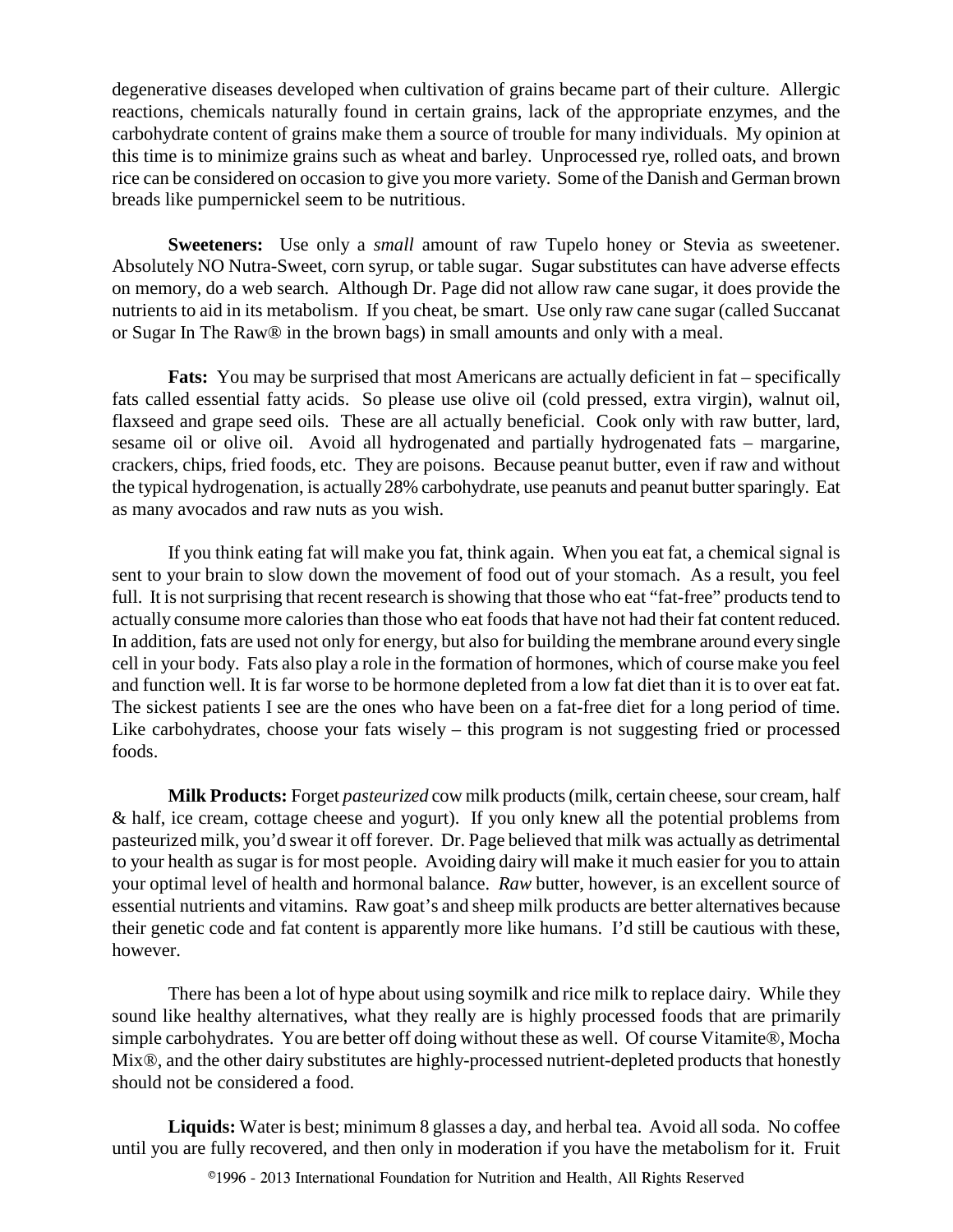degenerative diseases developed when cultivation of grains became part of their culture. Allergic reactions, chemicals naturally found in certain grains, lack of the appropriate enzymes, and the carbohydrate content of grains make them a source of trouble for many individuals. My opinion at this time is to minimize grains such as wheat and barley. Unprocessed rye, rolled oats, and brown rice can be considered on occasion to give you more variety. Some of the Danish and German brown breads like pumpernickel seem to be nutritious.

**Sweeteners:** Use only a *small* amount of raw Tupelo honey or Stevia as sweetener. Absolutely NO Nutra-Sweet, corn syrup, or table sugar. Sugar substitutes can have adverse effects on memory, do a web search. Although Dr. Page did not allow raw cane sugar, it does provide the nutrients to aid in its metabolism. If you cheat, be smart. Use only raw cane sugar (called Succanat or Sugar In The Raw® in the brown bags) in small amounts and only with a meal.

**Fats:** You may be surprised that most Americans are actually deficient in fat – specifically fats called essential fatty acids. So please use olive oil (cold pressed, extra virgin), walnut oil, flaxseed and grape seed oils. These are all actually beneficial. Cook only with raw butter, lard, sesame oil or olive oil. Avoid all hydrogenated and partially hydrogenated fats – margarine, crackers, chips, fried foods, etc. They are poisons. Because peanut butter, even if raw and without the typical hydrogenation, is actually 28% carbohydrate, use peanuts and peanut butter sparingly. Eat as many avocados and raw nuts as you wish.

If you think eating fat will make you fat, think again. When you eat fat, a chemical signal is sent to your brain to slow down the movement of food out of your stomach. As a result, you feel full. It is not surprising that recent research is showing that those who eat "fat-free" products tend to actually consume more calories than those who eat foods that have not had their fat content reduced. In addition, fats are used not only for energy, but also for building the membrane around every single cell in your body. Fats also play a role in the formation of hormones, which of course make you feel and function well. It is far worse to be hormone depleted from a low fat diet than it is to over eat fat. The sickest patients I see are the ones who have been on a fat-free diet for a long period of time. Like carbohydrates, choose your fats wisely – this program is not suggesting fried or processed foods.

**Milk Products:** Forget *pasteurized* cow milk products (milk, certain cheese, sour cream, half & half, ice cream, cottage cheese and yogurt). If you only knew all the potential problems from pasteurized milk, you'd swear it off forever. Dr. Page believed that milk was actually as detrimental to your health as sugar is for most people. Avoiding dairy will make it much easier for you to attain your optimal level of health and hormonal balance. *Raw* butter, however, is an excellent source of essential nutrients and vitamins. Raw goat's and sheep milk products are better alternatives because their genetic code and fat content is apparently more like humans. I'd still be cautious with these, however.

There has been a lot of hype about using soymilk and rice milk to replace dairy. While they sound like healthy alternatives, what they really are is highly processed foods that are primarily simple carbohydrates. You are better off doing without these as well. Of course Vitamite®, Mocha Mix®, and the other dairy substitutes are highly-processed nutrient-depleted products that honestly should not be considered a food.

**Liquids:** Water is best; minimum 8 glasses a day, and herbal tea. Avoid all soda. No coffee until you are fully recovered, and then only in moderation if you have the metabolism for it. Fruit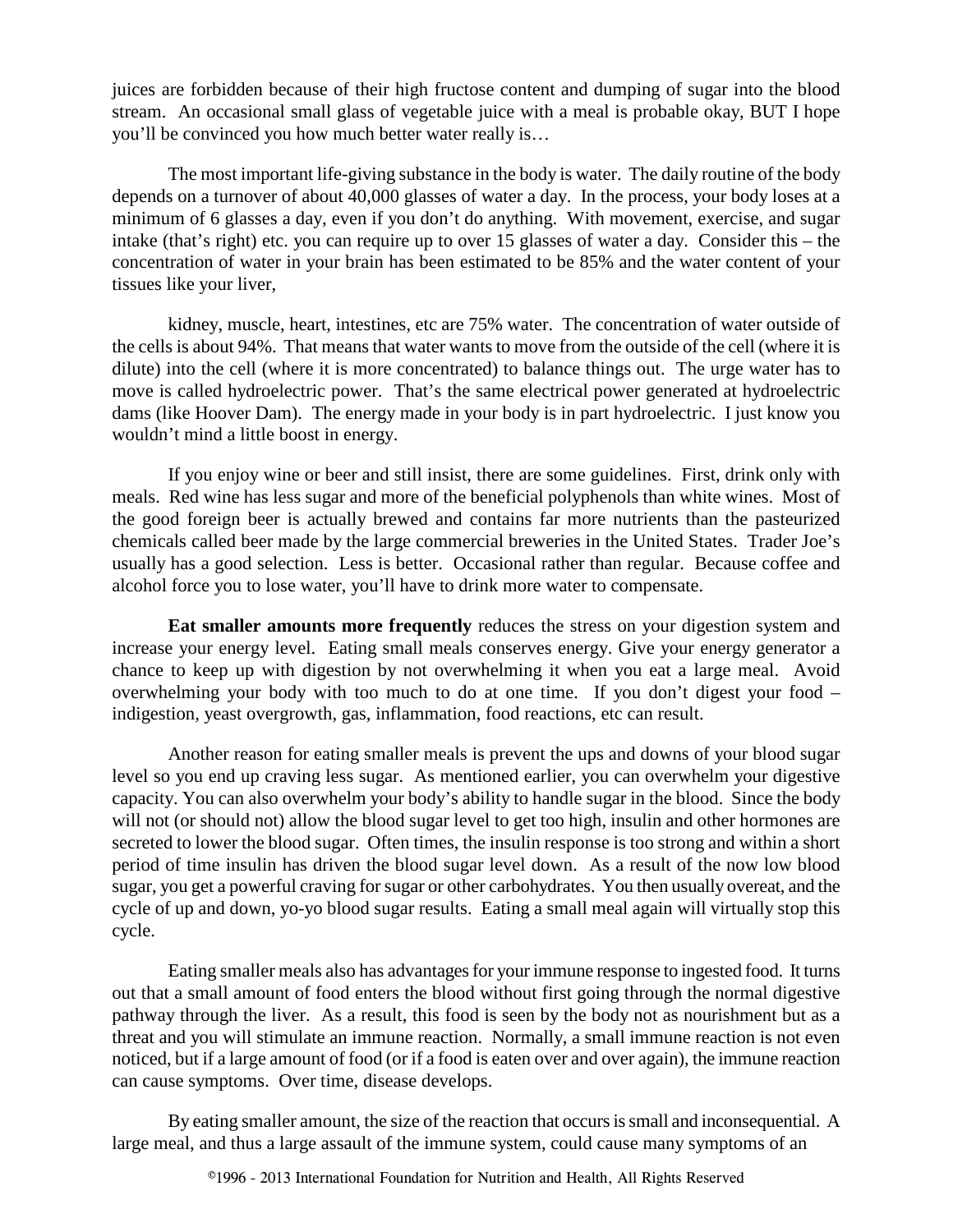juices are forbidden because of their high fructose content and dumping of sugar into the blood stream. An occasional small glass of vegetable juice with a meal is probable okay, BUT I hope you'll be convinced you how much better water really is…

The most important life-giving substance in the body is water. The daily routine of the body depends on a turnover of about 40,000 glasses of water a day. In the process, your body loses at a minimum of 6 glasses a day, even if you don't do anything. With movement, exercise, and sugar intake (that's right) etc. you can require up to over 15 glasses of water a day. Consider this – the concentration of water in your brain has been estimated to be 85% and the water content of your tissues like your liver,

kidney, muscle, heart, intestines, etc are 75% water. The concentration of water outside of the cells is about 94%. That means that water wants to move from the outside of the cell (where it is dilute) into the cell (where it is more concentrated) to balance things out. The urge water has to move is called hydroelectric power. That's the same electrical power generated at hydroelectric dams (like Hoover Dam). The energy made in your body is in part hydroelectric. I just know you wouldn't mind a little boost in energy.

If you enjoy wine or beer and still insist, there are some guidelines. First, drink only with meals. Red wine has less sugar and more of the beneficial polyphenols than white wines. Most of the good foreign beer is actually brewed and contains far more nutrients than the pasteurized chemicals called beer made by the large commercial breweries in the United States. Trader Joe's usually has a good selection. Less is better. Occasional rather than regular. Because coffee and alcohol force you to lose water, you'll have to drink more water to compensate.

**Eat smaller amounts more frequently** reduces the stress on your digestion system and increase your energy level. Eating small meals conserves energy. Give your energy generator a chance to keep up with digestion by not overwhelming it when you eat a large meal. Avoid overwhelming your body with too much to do at one time. If you don't digest your food – indigestion, yeast overgrowth, gas, inflammation, food reactions, etc can result.

Another reason for eating smaller meals is prevent the ups and downs of your blood sugar level so you end up craving less sugar. As mentioned earlier, you can overwhelm your digestive capacity. You can also overwhelm your body's ability to handle sugar in the blood. Since the body will not (or should not) allow the blood sugar level to get too high, insulin and other hormones are secreted to lower the blood sugar. Often times, the insulin response is too strong and within a short period of time insulin has driven the blood sugar level down. As a result of the now low blood sugar, you get a powerful craving for sugar or other carbohydrates. You then usually overeat, and the cycle of up and down, yo-yo blood sugar results. Eating a small meal again will virtually stop this cycle.

Eating smaller meals also has advantages for your immune response to ingested food. It turns out that a small amount of food enters the blood without first going through the normal digestive pathway through the liver. As a result, this food is seen by the body not as nourishment but as a threat and you will stimulate an immune reaction. Normally, a small immune reaction is not even noticed, but if a large amount of food (or if a food is eaten over and over again), the immune reaction can cause symptoms. Over time, disease develops.

By eating smaller amount, the size of the reaction that occurs is small and inconsequential. A large meal, and thus a large assault of the immune system, could cause many symptoms of an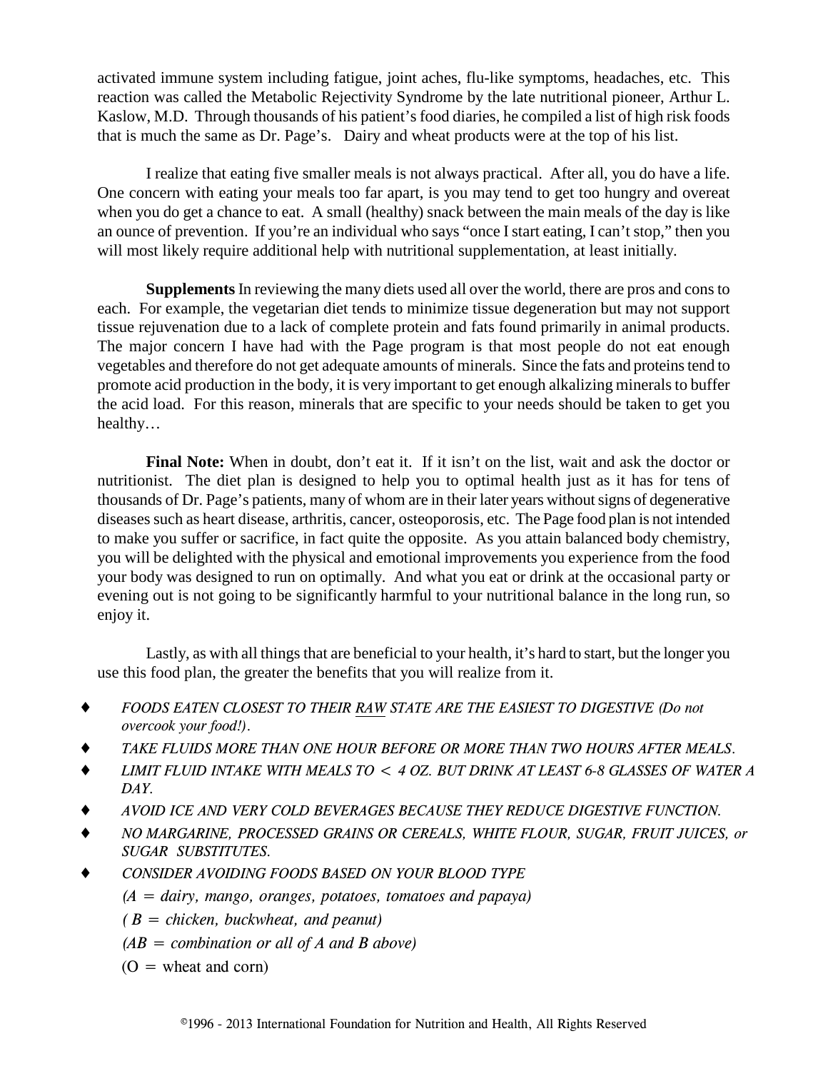activated immune system including fatigue, joint aches, flu-like symptoms, headaches, etc. This reaction was called the Metabolic Rejectivity Syndrome by the late nutritional pioneer, Arthur L. Kaslow, M.D. Through thousands of his patient's food diaries, he compiled a list of high risk foods that is much the same as Dr. Page's. Dairy and wheat products were at the top of his list.

I realize that eating five smaller meals is not always practical. After all, you do have a life. One concern with eating your meals too far apart, is you may tend to get too hungry and overeat when you do get a chance to eat. A small (healthy) snack between the main meals of the day is like an ounce of prevention. If you're an individual who says "once I start eating, I can't stop," then you will most likely require additional help with nutritional supplementation, at least initially.

**Supplements** In reviewing the many diets used all over the world, there are pros and cons to each. For example, the vegetarian diet tends to minimize tissue degeneration but may not support tissue rejuvenation due to a lack of complete protein and fats found primarily in animal products. The major concern I have had with the Page program is that most people do not eat enough vegetables and therefore do not get adequate amounts of minerals. Since the fats and proteins tend to promote acid production in the body, it is very important to get enough alkalizing minerals to buffer the acid load. For this reason, minerals that are specific to your needs should be taken to get you healthy…

**Final Note:** When in doubt, don't eat it. If it isn't on the list, wait and ask the doctor or nutritionist. The diet plan is designed to help you to optimal health just as it has for tens of thousands of Dr. Page's patients, many of whom are in their later years without signs of degenerative diseases such as heart disease, arthritis, cancer, osteoporosis, etc. The Page food plan is not intended to make you suffer or sacrifice, in fact quite the opposite. As you attain balanced body chemistry, you will be delighted with the physical and emotional improvements you experience from the food your body was designed to run on optimally. And what you eat or drink at the occasional party or evening out is not going to be significantly harmful to your nutritional balance in the long run, so enjoy it.

Lastly, as with all things that are beneficial to your health, it's hard to start, but the longer you use this food plan, the greater the benefits that you will realize from it.

- *FOODS EATEN CLOSEST TO THEIR RAW STATE ARE THE EASIEST TO DIGESTIVE (Do not overcook your food!).*
- *TAKE FLUIDS MORE THAN ONE HOUR BEFORE OR MORE THAN TWO HOURS AFTER MEALS.*
- *LIMIT FLUID INTAKE WITH MEALS TO < 4 OZ. BUT DRINK AT LEAST 6-8 GLASSES OF WATER A DAY.*
- *AVOID ICE AND VERY COLD BEVERAGES BECAUSE THEY REDUCE DIGESTIVE FUNCTION.*
- *NO MARGARINE, PROCESSED GRAINS OR CEREALS, WHITE FLOUR, SUGAR, FRUIT JUICES, or SUGAR SUBSTITUTES.*
- *CONSIDER AVOIDING FOODS BASED ON YOUR BLOOD TYPE*

  *(A = dairy, mango, oranges, potatoes, tomatoes and papaya)*

  *( B = chicken, buckwheat, and peanut)*

  *(AB = combination or all of A and B above)*

  (O = wheat and corn)

©1996 - 2013 International Foundation for Nutrition and Health, All Rights Reserved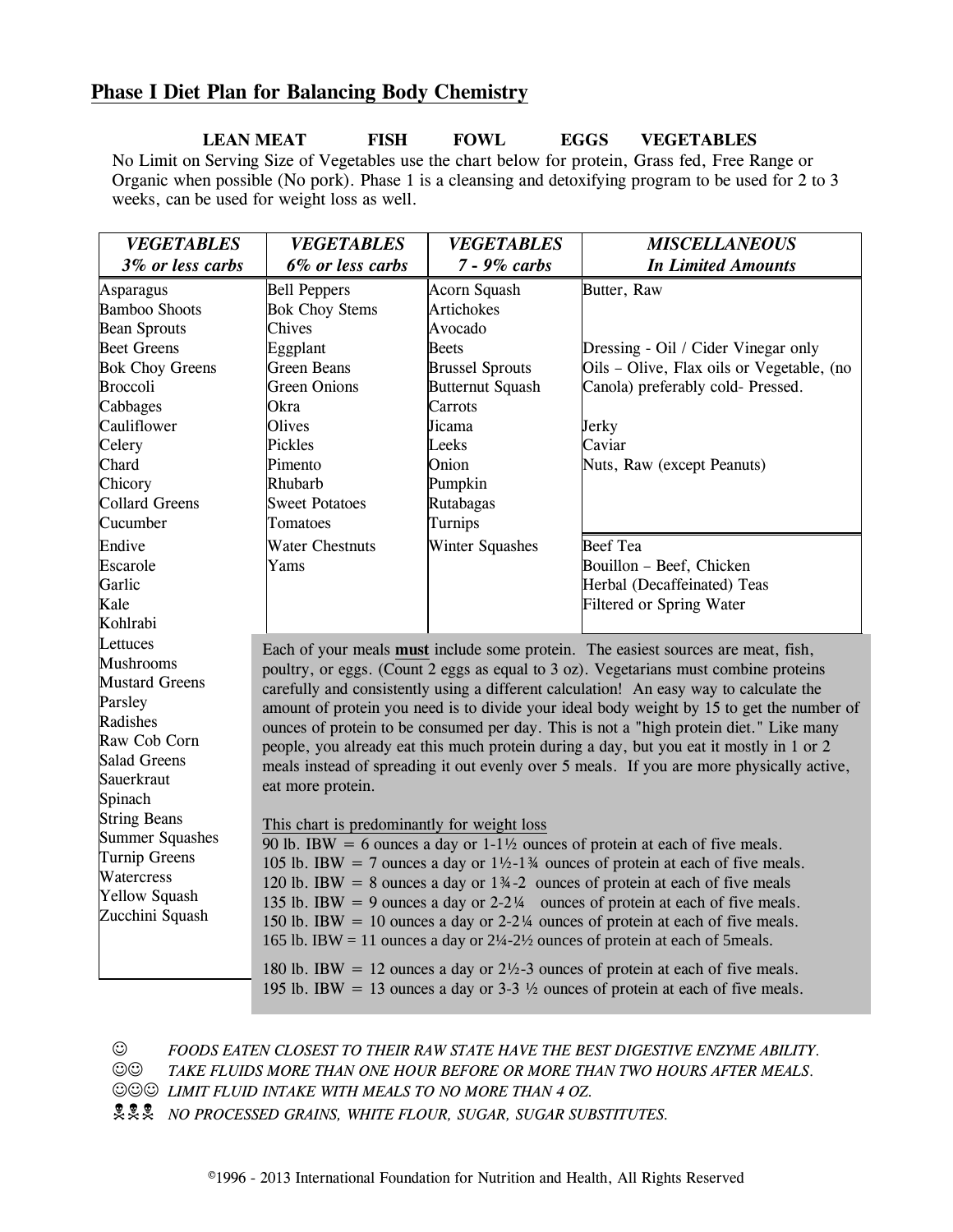## Phase I Diet Plan for Balancing Body Chemistry

**LEAN MEAT FISH FOWL EGGS VEGETABLES**

No Limit on Serving Size of Vegetables use the chart below for protein, Grass fed, Free Range or Organic when possible (No pork). Phase 1 is a cleansing and detoxifying program to be used for 2 to 3 weeks, can be used for weight loss as well.

| ***VEGETABLES 3% or less carbs*** | ***VEGETABLES 6% or less carbs*** | ***VEGETABLES 7 - 9% carbs*** | ***MISCELLANEOUS In Limited Amounts*** |
|---|---|---|---|
| Asparagus | Bell Peppers | Acorn Squash | Butter, Raw |
| Bamboo Shoots | Bok Choy Stems | Artichokes | |
| Bean Sprouts | Chives | Avocado | |
| Beet Greens | Eggplant | Beets | Dressing - Oil / Cider Vinegar only |
| Bok Choy Greens | Green Beans | Brussel Sprouts | Oils – Olive, Flax oils or Vegetable, (no Canola) preferably cold- Pressed. |
| Broccoli | Green Onions | Butternut Squash | |
| Cabbages | Okra | Carrots | |
| Cauliflower | Olives | Jicama | Jerky |
| Celery | Pickles | Leeks | Caviar |
| Chard | Pimento | Onion | Nuts, Raw (except Peanuts) |
| Chicory | Rhubarb | Pumpkin | |
| Collard Greens | Sweet Potatoes | Rutabagas | |
| Cucumber | Tomatoes | Turnips | |
| Endive | Water Chestnuts | Winter Squashes | Beef Tea |
| Escarole | Yams | | Bouillon – Beef, Chicken |
| Garlic | | | Herbal (Decaffeinated) Teas |
| Kale | | | Filtered or Spring Water |
| Kohlrabi | | | |
| Lettuces | | | |
| Mushrooms | | | |
| Mustard Greens | | | |
| Parsley | | | |
| Radishes | | | |
| Raw Cob Corn | | | |
| Salad Greens | | | |
| Sauerkraut | | | |
| Spinach | | | |
| String Beans | | | |
| Summer Squashes | | | |
| Turnip Greens | | | |
| Watercress | | | |
| Yellow Squash | | | |
| Zucchini Squash | | | |

Each of your meals **must** include some protein. The easiest sources are meat, fish, poultry, or eggs. (Count 2 eggs as equal to 3 oz). Vegetarians must combine proteins carefully and consistently using a different calculation! An easy way to calculate the amount of protein you need is to divide your ideal body weight by 15 to get the number of ounces of protein to be consumed per day. This is not a "high protein diet." Like many people, you already eat this much protein during a day, but you eat it mostly in 1 or 2 meals instead of spreading it out evenly over 5 meals. If you are more physically active, eat more protein.

This chart is predominantly for weight loss

- 90 lb. IBW = 6 ounces a day or 1-1½ ounces of protein at each of five meals.
- 105 lb. IBW = 7 ounces a day or 1½-1¾ ounces of protein at each of five meals.
- 120 lb. IBW = 8 ounces a day or 1¾-2 ounces of protein at each of five meals
- 135 lb. IBW = 9 ounces a day or 2-2¼ ounces of protein at each of five meals.
- 150 lb. IBW = 10 ounces a day or 2-2¼ ounces of protein at each of five meals.
- 165 lb. IBW = 11 ounces a day or 2¼-2½ ounces of protein at each of 5meals.
- 180 lb. IBW = 12 ounces a day or 2½-3 ounces of protein at each of five meals.
- 195 lb. IBW = 13 ounces a day or 3-3 ½ ounces of protein at each of five meals.

☺ *FOODS EATEN CLOSEST TO THEIR RAW STATE HAVE THE BEST DIGESTIVE ENZYME ABILITY.*

☺☺ *TAKE FLUIDS MORE THAN ONE HOUR BEFORE OR MORE THAN TWO HOURS AFTER MEALS.*

☺☺☺ *LIMIT FLUID INTAKE WITH MEALS TO NO MORE THAN 4 OZ.*

☠☠☠ *NO PROCESSED GRAINS, WHITE FLOUR, SUGAR, SUGAR SUBSTITUTES.*

©1996 - 2013 International Foundation for Nutrition and Health, All Rights Reserved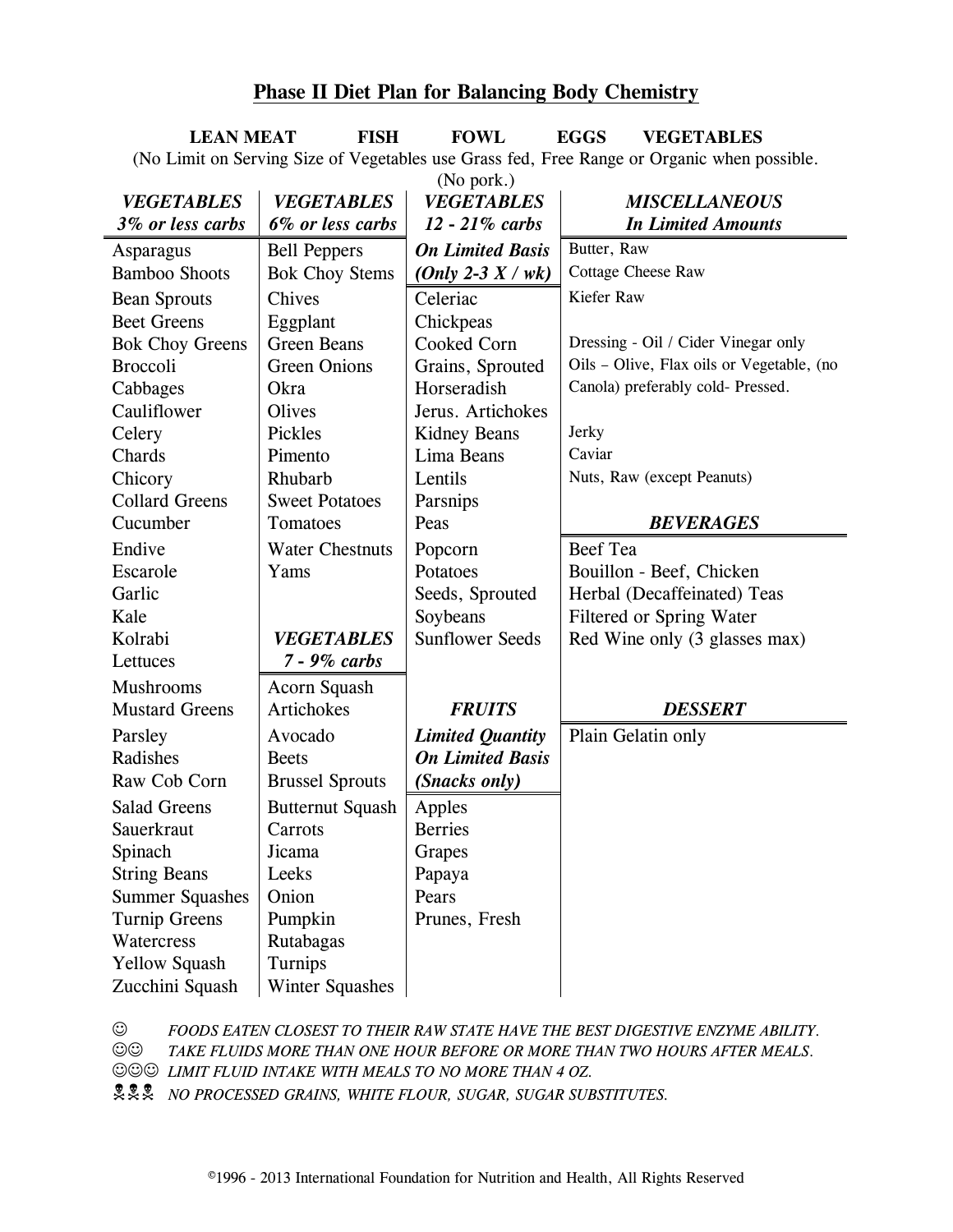# Phase II Diet Plan for Balancing Body Chemistry

**LEAN MEAT FISH FOWL EGGS VEGETABLES**

(No Limit on Serving Size of Vegetables use Grass fed, Free Range or Organic when possible. (No pork.)

| ***VEGETABLES 3% or less carbs*** | ***VEGETABLES 6% or less carbs*** | ***VEGETABLES 12 - 21% carbs*** | ***MISCELLANEOUS In Limited Amounts*** |
|---|---|---|---|
| Asparagus | Bell Peppers | ***On Limited Basis*** | Butter, Raw |
| Bamboo Shoots | Bok Choy Stems | ***(Only 2-3 X / wk)*** | Cottage Cheese Raw |
| Bean Sprouts | Chives | Celeriac | Kiefer Raw |
| Beet Greens | Eggplant | Chickpeas | |
| Bok Choy Greens | Green Beans | Cooked Corn | Dressing - Oil / Cider Vinegar only |
| Broccoli | Green Onions | Grains, Sprouted | Oils – Olive, Flax oils or Vegetable, (no |
| Cabbages | Okra | Horseradish | Canola) preferably cold- Pressed. |
| Cauliflower | Olives | Jerus. Artichokes | |
| Celery | Pickles | Kidney Beans | Jerky |
| Chards | Pimento | Lima Beans | Caviar |
| Chicory | Rhubarb | Lentils | Nuts, Raw (except Peanuts) |
| Collard Greens | Sweet Potatoes | Parsnips | |
| Cucumber | Tomatoes | Peas | ***BEVERAGES*** |
| Endive | Water Chestnuts | Popcorn | Beef Tea |
| Escarole | Yams | Potatoes | Bouillon - Beef, Chicken |
| Garlic | | Seeds, Sprouted | Herbal (Decaffeinated) Teas |
| Kale | | Soybeans | Filtered or Spring Water |
| Kolrabi | ***VEGETABLES*** | Sunflower Seeds | Red Wine only (3 glasses max) |
| Lettuces | ***7 - 9% carbs*** | | |
| Mushrooms | Acorn Squash | | |
| Mustard Greens | Artichokes | ***FRUITS*** | ***DESSERT*** |
| Parsley | Avocado | ***Limited Quantity*** | Plain Gelatin only |
| Radishes | Beets | ***On Limited Basis*** | |
| Raw Cob Corn | Brussel Sprouts | ***(Snacks only)*** | |
| Salad Greens | Butternut Squash | Apples | |
| Sauerkraut | Carrots | Berries | |
| Spinach | Jicama | Grapes | |
| String Beans | Leeks | Papaya | |
| Summer Squashes | Onion | Pears | |
| Turnip Greens | Pumpkin | Prunes, Fresh | |
| Watercress | Rutabagas | | |
| Yellow Squash | Turnips | | |
| Zucchini Squash | Winter Squashes | | |

☺ *FOODS EATEN CLOSEST TO THEIR RAW STATE HAVE THE BEST DIGESTIVE ENZYME ABILITY.*

☺☺ *TAKE FLUIDS MORE THAN ONE HOUR BEFORE OR MORE THAN TWO HOURS AFTER MEALS.*

☺☺☺ *LIMIT FLUID INTAKE WITH MEALS TO NO MORE THAN 4 OZ.*

☠☠☠ *NO PROCESSED GRAINS, WHITE FLOUR, SUGAR, SUGAR SUBSTITUTES.*

©1996 - 2013 International Foundation for Nutrition and Health, All Rights Reserved